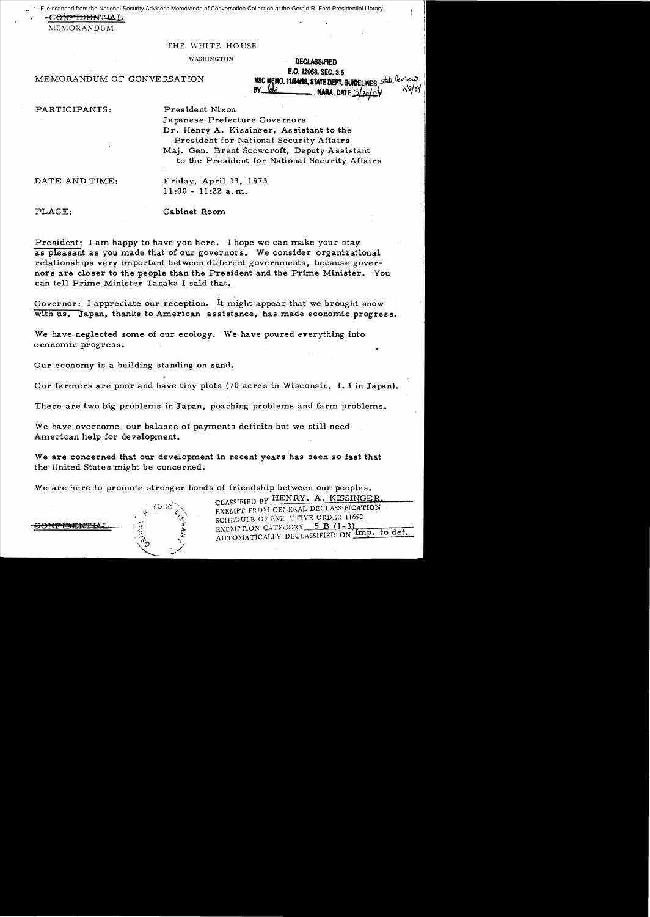File scanned from the National Security Adviser's Memoranda of Conversation Collection at the Gerald R. Ford Presidential Library

~~CONFIDENTIAL~~

MEMORANDUM

THE WHITE HOUSE

WASHINGTON

DECLASSIFIED
E.O. 12958, SEC. 3.5
NSC MEMO, 11/24/98, STATE DEPT. GUIDELINES State Review 3/9/04
BY [illegible], NARA, DATE 3/30/04

MEMORANDUM OF CONVERSATION

PARTICIPANTS: President Nixon
Japanese Prefecture Governors
Dr. Henry A. Kissinger, Assistant to the President for National Security Affairs
Maj. Gen. Brent Scowcroft, Deputy Assistant to the President for National Security Affairs

DATE AND TIME: Friday, April 13, 1973
11:00 - 11:22 a.m.

PLACE: Cabinet Room

President: I am happy to have you here. I hope we can make your stay as pleasant as you made that of our governors. We consider organizational relationships very important between different governments, because governors are closer to the people than the President and the Prime Minister. You can tell Prime Minister Tanaka I said that.

Governor: I appreciate our reception. It might appear that we brought snow with us. Japan, thanks to American assistance, has made economic progress.

We have neglected some of our ecology. We have poured everything into economic progress.

Our economy is a building standing on sand.

Our farmers are poor and have tiny plots (70 acres in Wisconsin, 1.3 in Japan).

There are two big problems in Japan, poaching problems and farm problems.

We have overcome our balance of payments deficits but we still need American help for development.

We are concerned that our development in recent years has been so fast that the United States might be concerned.

We are here to promote stronger bonds of friendship between our peoples.

~~CONFIDENTIAL~~

CLASSIFIED BY HENRY. A. KISSINGER.
EXEMPT FROM GENERAL DECLASSIFICATION SCHEDULE OF EXECUTIVE ORDER 11652
EXEMPTION CATEGORY 5 B (1-3)
AUTOMATICALLY DECLASSIFIED ON Imp. to det.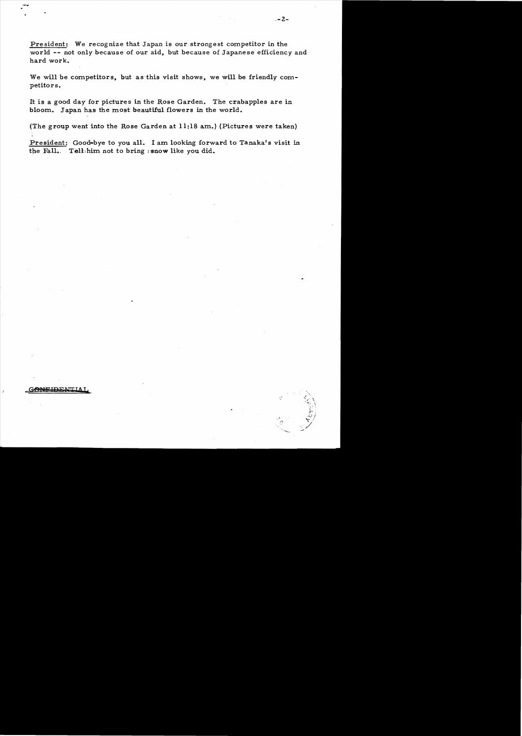President: We recognize that Japan is our strongest competitor in the world -- not only because of our aid, but because of Japanese efficiency and hard work.

We will be competitors, but as this visit shows, we will be friendly competitors.

It is a good day for pictures in the Rose Garden. The crabapples are in bloom. Japan has the most beautiful flowers in the world.

(The group went into the Rose Garden at 11:18 am.) (Pictures were taken)

President: Good-bye to you all. I am looking forward to Tanaka's visit in the Fall. Tell him not to bring snow like you did.

~~CONFIDENTIAL~~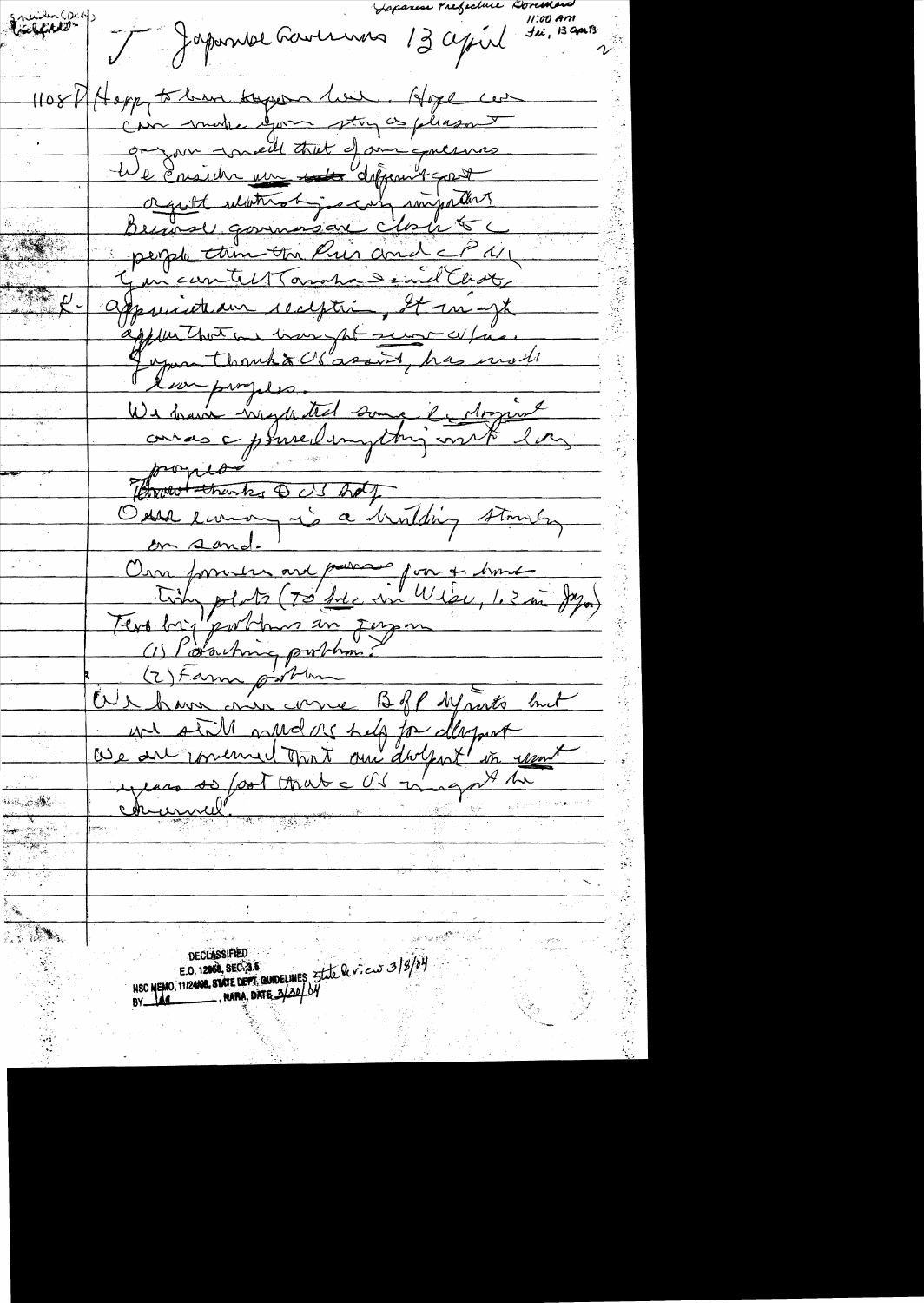Japanese Prefecture Governors
11:00 AM
Fri, 13 April

Japanese Governors 13 April

1108 P Happy to have Japanese here. Hope we can make your stay as pleasant as you would that of our governors.
We consider our different govt organization very important
Because governors are closer to people than the Pres and the PM.
You can tell Tanaka I said that.

K – Appreciate our reception. It might appear that we brought snow w/ us.
Japan thanks to US assist, has made a lot of progress.
We have neglected some development areas & pursued everything with less progress.
~~Thanks to US help.~~
Our economy is a building standing on sand.
Our farmers are poor for & have tiny plots (70 Acre in Wisc, 1.3 in Japan)
Two big problems in Japan
(1) Polluting problem?
(2) Farm problem
We have overcome BOP deficits but we still need US help for development
We are concerned that our development in recent years so fast that US might be concerned.

DECLASSIFIED
E.O. 12958, SEC. 3.5
NSC MEMO, 11/24/98, STATE DEPT. GUIDELINES State Review 3/8/04
BY [illegible], NARA, DATE 3/30/04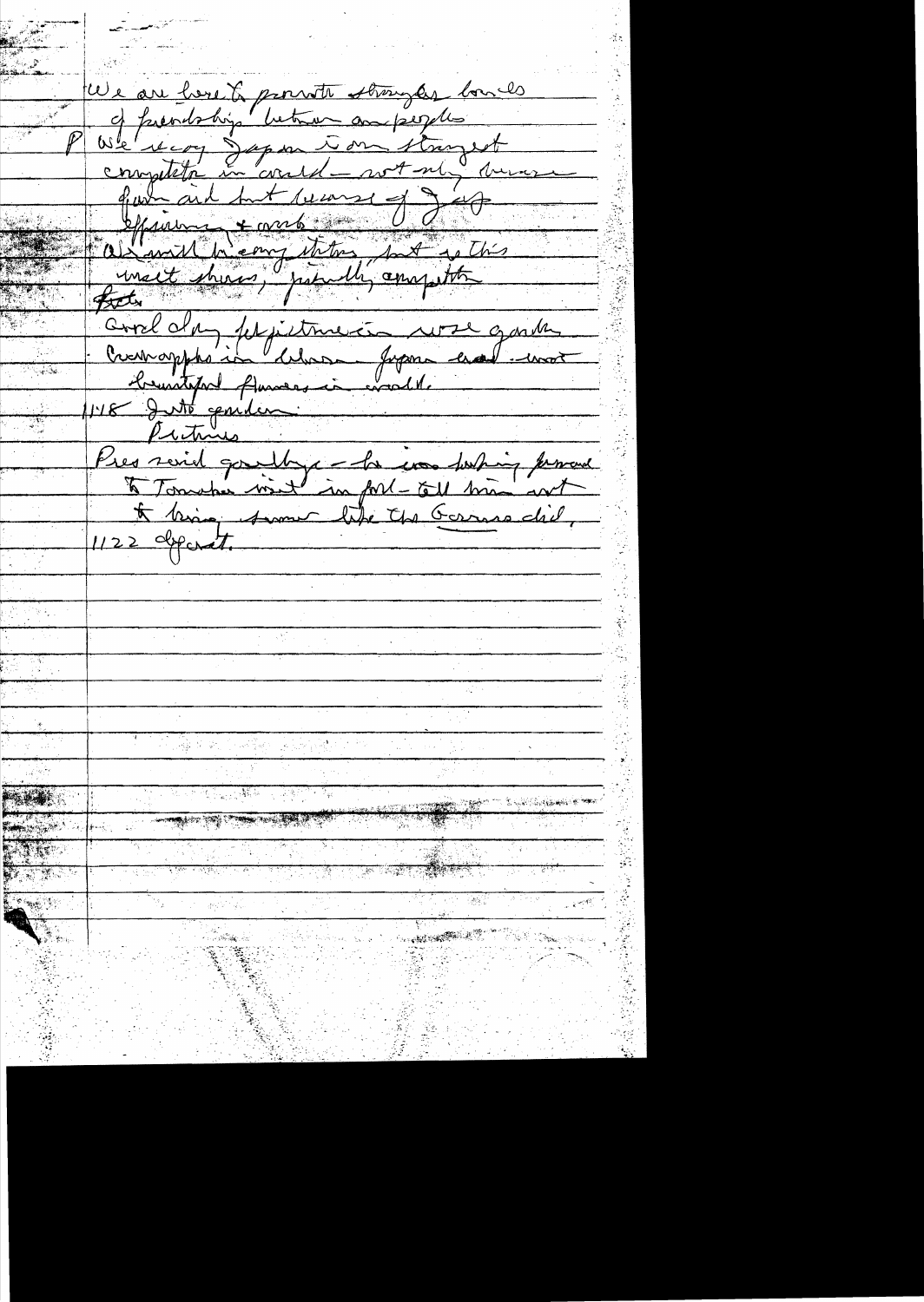We are here to promote stronger bonds of friendship between our peoples

P We regard Japan is our strongest competitor in world – not only because of aid but because of Jap efficiency & work.

We will be comp. states, but as this meet shows, friendly competitors

Good day for pictures in rose garden. Chrysanthemum in Lebanon – Japan – most beautiful flowers in world.

1118 Into garden
Pictures

Pres said goodbye – he was looking forward to Tanaka's visit in fall – tell him not to bring someone like the Geisha did.
1122 depart.